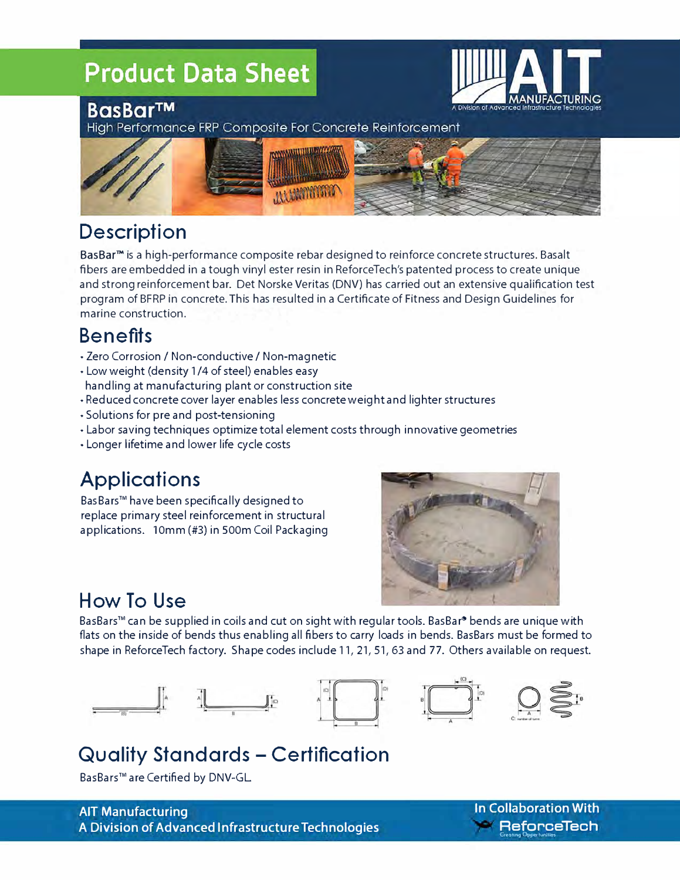Product Data Sheet

# BasBar™

High Performance FRP Composite For Concrete Reinforcement

## Description

BasBar™ is a high-performance composite rebar designed to reinforce concrete structures. Basalt fibers are embedded in a tough vinyl ester resin in ReforceTech's patented process to create unique and strong reinforcement bar. Det Norske Veritas (DNV) has carried out an extensive qualification test program of BFRP in concrete. This has resulted in a Certificate of Fitness and Design Guidelines for marine construction.

## Benefits

- Zero Corrosion / Non-conductive / Non-magnetic
- Low weight (density 1/4 of steel) enables easy handling at manufacturing plant or construction site
- Reduced concrete cover layer enables less concrete weight and lighter structures
- Solutions for pre and post-tensioning
- Labor saving techniques optimize total element costs through innovative geometries
- Longer lifetime and lower life cycle costs

## Applications

BasBars™ have been specifically designed to replace primary steel reinforcement in structural applications. 10mm (#3) in 500m Coil Packaging

## How To Use

BasBars™ can be supplied in coils and cut on sight with regular tools. BasBar® bends are unique with flats on the inside of bends thus enabling all fibers to carry loads in bends. BasBars must be formed to shape in ReforceTech factory. Shape codes include 11, 21, 51, 63 and 77. Others available on request.

## Quality Standards – Certification

BasBars™ are Certified by DNV-GL.

AIT Manufacturing
A Division of Advanced Infrastructure Technologies

In Collaboration With ReforceTech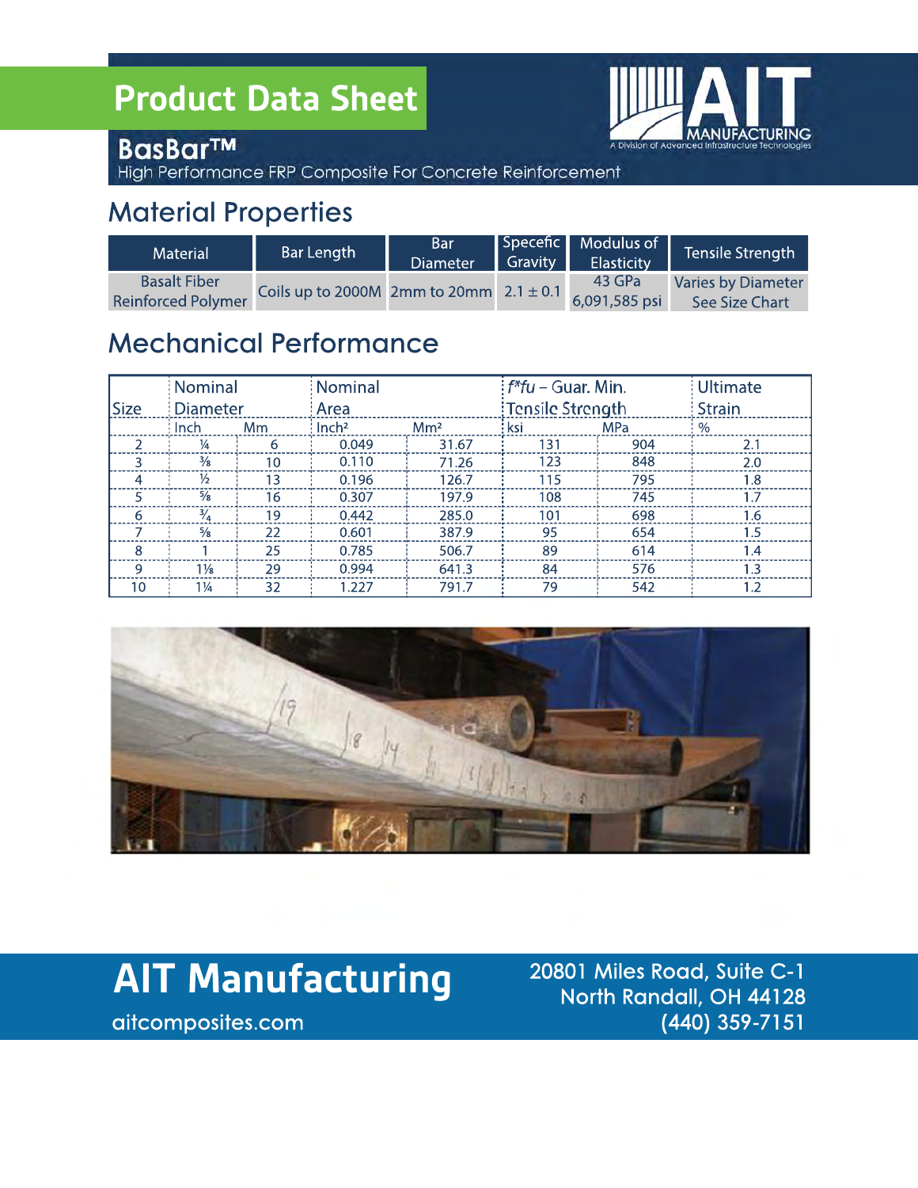# Product Data Sheet

## BasBar™

High Performance FRP Composite For Concrete Reinforcement

## Material Properties

| Material | Bar Length | Bar Diameter | Specefic Gravity | Modulus of Elasticity | Tensile Strength |
|---|---|---|---|---|---|
| Basalt Fiber Reinforced Polymer | Coils up to 2000M | 2mm to 20mm | 2.1 ± 0.1 | 43 GPa 6,091,585 psi | Varies by Diameter See Size Chart |

## Mechanical Performance

| Size | Nominal Diameter | | Nominal Area | | *f\*fu* – Guar. Min. Tensile Strength | | Ultimate Strain |
|---|---|---|---|---|---|---|---|
| | Inch | Mm | Inch² | Mm² | ksi | MPa | % |
| 2 | ¼ | 6 | 0.049 | 31.67 | 131 | 904 | 2.1 |
| 3 | ⅜ | 10 | 0.110 | 71.26 | 123 | 848 | 2.0 |
| 4 | ½ | 13 | 0.196 | 126.7 | 115 | 795 | 1.8 |
| 5 | ⅝ | 16 | 0.307 | 197.9 | 108 | 745 | 1.7 |
| 6 | ¾ | 19 | 0.442 | 285.0 | 101 | 698 | 1.6 |
| 7 | ⅝ | 22 | 0.601 | 387.9 | 95 | 654 | 1.5 |
| 8 | 1 | 25 | 0.785 | 506.7 | 89 | 614 | 1.4 |
| 9 | 1⅛ | 29 | 0.994 | 641.3 | 84 | 576 | 1.3 |
| 10 | 1¼ | 32 | 1.227 | 791.7 | 79 | 542 | 1.2 |

**AIT Manufacturing**

aitcomposites.com

20801 Miles Road, Suite C-1
North Randall, OH 44128
(440) 359-7151